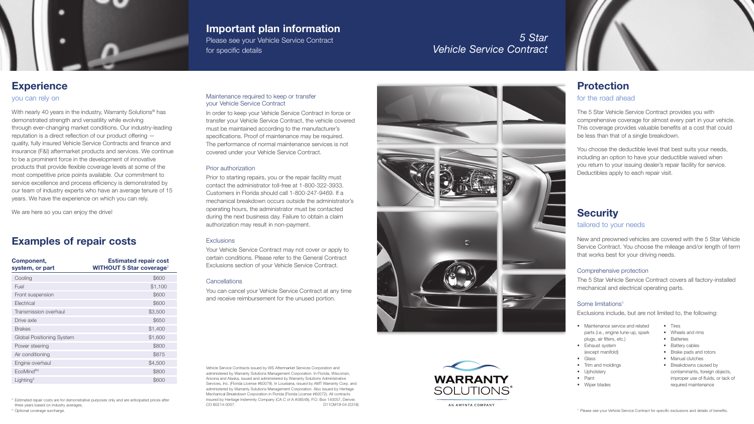# 5 Star Vehicle Service Contract

## Important plan information

Please see your Vehicle Service Contract for specific details

## Experience

you can rely on

With nearly 40 years in the industry, Warranty Solutions® has demonstrated strength and versatility while evolving through ever-changing market conditions. Our industry-leading reputation is a direct reflection of our product offering — quality, fully insured Vehicle Service Contracts and finance and insurance (F&I) aftermarket products and services. We continue to be a prominent force in the development of innovative products that provide flexible coverage levels at some of the most competitive price points available. Our commitment to service excellence and process efficiency is demonstrated by our team of industry experts who have an average tenure of 15 years. We have the experience on which you can rely.

We are here so you can enjoy the drive!

## Examples of repair costs

| Component, system, or part | Estimated repair cost WITHOUT 5 Star coverage[2] |
|---|---|
| Cooling | $600 |
| Fuel | $1,100 |
| Front suspension | $600 |
| Electrical | $600 |
| Transmission overhaul | $3,500 |
| Drive axle | $650 |
| Brakes | $1,400 |
| Global Positioning System | $1,600 |
| Power steering | $800 |
| Air conditioning | $875 |
| Engine overhaul | $4,500 |
| EcoMind®[3] | $800 |
| Lighting[3] | $600 |

[2] Estimated repair costs are for demonstrative purposes only and are anticipated prices after three years based on industry averages.
[3] Optional coverage surcharge.

### Maintenance required to keep or transfer your Vehicle Service Contract

In order to keep your Vehicle Service Contract in force or transfer your Vehicle Service Contract, the vehicle covered must be maintained according to the manufacturer's specifications. Proof of maintenance may be required. The performance of normal maintenance services is not covered under your Vehicle Service Contract.

### Prior authorization

Prior to starting repairs, you or the repair facility must contact the administrator toll-free at 1-800-322-3933. Customers in Florida should call 1-800-247-9469. If a mechanical breakdown occurs outside the administrator's operating hours, the administrator must be contacted during the next business day. Failure to obtain a claim authorization may result in non-payment.

### Exclusions

Your Vehicle Service Contract may not cover or apply to certain conditions. Please refer to the General Contract Exclusions section of your Vehicle Service Contract.

### Cancellations

You can cancel your Vehicle Service Contract at any time and receive reimbursement for the unused portion.

Vehicle Service Contracts issued by WS Aftermarket Services Corporation and administered by Warranty Solutions Management Corporation. In Florida, Wisconsin, Arizona and Alaska, issued and administered by Warranty Solutions Administrative Services, Inc. (Florida License #60079). In Louisiana, issued by AMT Warranty Corp. and administered by Warranty Solutions Management Corporation. Also issued by Heritage Mechanical Breakdown Corporation in Florida (Florida License #60072). All contracts insured by Heritage Indemnity Company (CA C of A #08549), P.O. Box 140057, Denver, CO 80214-0057. D11CM19-04 (0318)

WARRANTY SOLUTIONS®
AN AMYNTA COMPANY

## Protection

for the road ahead

The 5 Star Vehicle Service Contract provides you with comprehensive coverage for almost every part in your vehicle. This coverage provides valuable benefits at a cost that could be less than that of a single breakdown.

You choose the deductible level that best suits your needs, including an option to have your deductible waived when you return to your issuing dealer's repair facility for service. Deductibles apply to each repair visit.

## Security

tailored to your needs

New and preowned vehicles are covered with the 5 Star Vehicle Service Contract. You choose the mileage and/or length of term that works best for your driving needs.

### Comprehensive protection

The 5 Star Vehicle Service Contract covers all factory-installed mechanical and electrical operating parts.

### Some limitations[1]

Exclusions include, but are not limited to, the following:

- Maintenance service and related parts (i.e., engine tune-up, spark plugs, air filters, etc.)
- Exhaust system (except manifold)
- Glass
- Trim and moldings
- Upholstery
- Paint
- Wiper blades
- Tires
- Wheels and rims
- Batteries
- Battery cables
- Brake pads and rotors
- Manual clutches
- Breakdowns caused by contaminants, foreign objects, improper use of fluids, or lack of required maintenance

[1] Please see your Vehicle Service Contract for specific exclusions and details of benefits.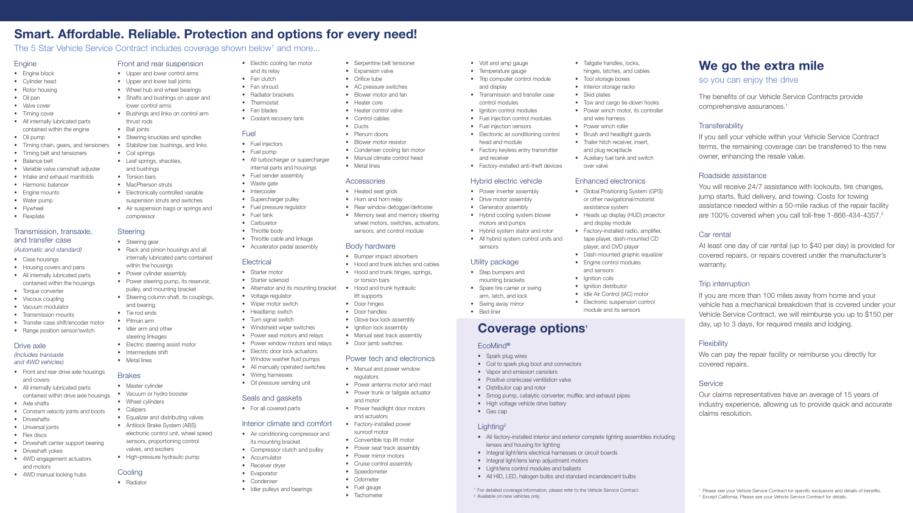# Smart. Affordable. Reliable. Protection and options for every need!

The 5 Star Vehicle Service Contract includes coverage shown below[1] and more...

### Engine

- Engine block
- Cylinder head
- Rotor housing
- Oil pan
- Valve cover
- Timing cover
- All internally lubricated parts contained within the engine
- Oil pump
- Timing chain, gears, and tensioners
- Timing belt and tensioners
- Balance belt
- Variable valve camshaft adjuster
- Intake and exhaust manifolds
- Harmonic balancer
- Engine mounts
- Water pump
- Flywheel
- Flexplate

### Transmission, transaxle, and transfer case

*(Automatic and standard)*

- Case housings
- Housing covers and pans
- All internally lubricated parts contained within the housings
- Torque converter
- Viscous coupling
- Vacuum modulator
- Transmission mounts
- Transfer case shift/encoder motor
- Range position sensor/switch

### Drive axle

*(Includes transaxle and 4WD vehicles)*

- Front and rear drive axle housings and covers
- All internally lubricated parts contained within drive axle housings
- Axle shafts
- Constant velocity joints and boots
- Driveshafts
- Universal joints
- Flex discs
- Driveshaft center support bearing
- Driveshaft yokes
- 4WD engagement actuators and motors
- 4WD manual locking hubs

### Front and rear suspension

- Upper and lower control arms
- Upper and lower ball joints
- Wheel hub and wheel bearings
- Shafts and bushings on upper and lower control arms
- Bushings and links on control arm thrust rods
- Ball joints
- Steering knuckles and spindles
- Stabilizer bar, bushings, and links
- Coil springs
- Leaf springs, shackles, and bushings
- Torsion bars
- MacPherson struts
- Electronically controlled variable suspension struts and switches
- Air suspension bags or springs and compressor

### Steering

- Steering gear
- Rack and pinion housings and all internally lubricated parts contained within the housings
- Power cylinder assembly
- Power steering pump, its reservoir, pulley, and mounting bracket
- Steering column shaft, its couplings, and bearing
- Tie rod ends
- Pitman arm
- Idler arm and other steering linkages
- Electric steering assist motor
- Intermediate shift
- Metal lines

### Brakes

- Master cylinder
- Vacuum or hydro booster
- Wheel cylinders
- Calipers
- Equalizer and distributing valves
- Antilock Brake System (ABS) electronic control unit, wheel speed sensors, proportioning control valves, and exciters
- High-pressure hydraulic pump

### Cooling

- Radiator
- Electric cooling fan motor and its relay
- Fan clutch
- Fan shroud
- Radiator brackets
- Thermostat
- Fan blades
- Coolant recovery tank

### Fuel

- Fuel injectors
- Fuel pump
- All turbocharger or supercharger internal parts and housings
- Fuel sender assembly
- Waste gate
- Intercooler
- Supercharger pulley
- Fuel pressure regulator
- Fuel tank
- Carburetor
- Throttle body
- Throttle cable and linkage
- Accelerator pedal assembly

### Electrical

- Starter motor
- Starter solenoid
- Alternator and its mounting bracket
- Voltage regulator
- Wiper motor switch
- Headlamp switch
- Turn signal switch
- Windshield wiper switches
- Power seat motors and relays
- Power window motors and relays
- Electric door lock actuators
- Window washer fluid pumps
- All manually operated switches
- Wiring harnesses
- Oil pressure sending unit

### Seals and gaskets

- For all covered parts

### Interior climate and comfort

- Air conditioning compressor and its mounting bracket
- Compressor clutch and pulley
- Accumulator
- Receiver dryer
- Evaporator
- Condenser
- Idler pulleys and bearings
- Serpentine belt tensioner
- Expansion valve
- Orifice tube
- AC pressure switches
- Blower motor and fan
- Heater core
- Heater control valve
- Control cables
- Ducts
- Plenum doors
- Blower motor resistor
- Condenser cooling fan motor
- Manual climate control head
- Metal lines

### Accessories

- Heated seat grids
- Horn and horn relay
- Rear window defogger/defroster
- Memory seat and memory steering wheel motors, switches, activators, sensors, and control module

### Body hardware

- Bumper impact absorbers
- Hood and trunk latches and cables
- Hood and trunk hinges, springs, or torsion bars
- Hood and trunk hydraulic lift supports
- Door hinges
- Door handles
- Glove box lock assembly
- Ignition lock assembly
- Manual seat track assembly
- Door jamb switches

### Power tech and electronics

- Manual and power window regulators
- Power antenna motor and mast
- Power trunk or tailgate actuator and motor
- Power headlight door motors and actuators
- Factory-installed power sunroof motor
- Convertible top lift motor
- Power seat track assembly
- Power mirror motors
- Cruise control assembly
- Speedometer
- Odometer
- Fuel gauge
- Tachometer
- Volt and amp gauge
- Temperature gauge
- Trip computer control module and display
- Transmission and transfer case control modules
- Ignition control modules
- Fuel injection control modules
- Fuel injection sensors
- Electronic air conditioning control head and module
- Factory keyless entry transmitter and receiver
- Factory-installed anti-theft devices

### Hybrid electric vehicle

- Power inverter assembly
- Drive motor assembly
- Generator assembly
- Hybrid cooling system blower motors and pumps
- Hybrid system stator and rotor
- All hybrid system control units and sensors

### Utility package

- Step bumpers and mounting brackets
- Spare tire carrier or swing arm, latch, and lock
- Swing away mirror
- Bed liner
- Tailgate handles, locks, hinges, latches, and cables
- Tool storage boxes
- Interior storage racks
- Skid plates
- Tow and cargo tie-down hooks
- Power winch motor, its controller and wire harness
- Power winch roller
- Brush and headlight guards
- Trailer hitch receiver, insert, and plug receptacle
- Auxiliary fuel tank and switch over valve

### Enhanced electronics

- Global Positioning System (GPS) or other navigational/motorist assistance system
- Heads up display (HUD) projector and display module
- Factory-installed radio, amplifier, tape player, dash-mounted CD player, and DVD player
- Dash-mounted graphic equalizer
- Engine control modules and sensors
- Ignition coils
- Ignition distributor
- Idle Air Control (IAC) motor
- Electronic suspension control module and its sensors

## Coverage options[1]

### EcoMind®

- Spark plug wires
- Coil to spark plug boot and connectors
- Vapor and emission canisters
- Positive crankcase ventilation valve
- Distributor cap and rotor
- Smog pump, catalytic converter, muffler, and exhaust pipes
- High voltage vehicle drive battery
- Gas cap

### Lighting[2]

- All factory-installed interior and exterior complete lighting assemblies including lenses and housing for lighting
- Integral light/lens electrical harnesses or circuit boards
- Integral light/lens lamp adjustment motors
- Light/lens control modules and ballasts
- All HID, LED, halogen bulbs and standard incandescent bulbs

[1] For detailed coverage information, please refer to the Vehicle Service Contract.
[2] Available on new vehicles only.

## We go the extra mile

so you can enjoy the drive

The benefits of our Vehicle Service Contracts provide comprehensive assurances.[1]

### Transferability

If you sell your vehicle within your Vehicle Service Contract terms, the remaining coverage can be transferred to the new owner, enhancing the resale value.

### Roadside assistance

You will receive 24/7 assistance with lockouts, tire changes, jump starts, fluid delivery, and towing. Costs for towing assistance needed within a 50-mile radius of the repair facility are 100% covered when you call toll-free 1-866-434-4357.[2]

### Car rental

At least one day of car rental (up to $40 per day) is provided for covered repairs, or repairs covered under the manufacturer's warranty.

### Trip interruption

If you are more than 100 miles away from home and your vehicle has a mechanical breakdown that is covered under your Vehicle Service Contract, we will reimburse you up to $150 per day, up to 3 days, for required meals and lodging.

### Flexibility

We can pay the repair facility or reimburse you directly for covered repairs.

### Service

Our claims representatives have an average of 15 years of industry experience, allowing us to provide quick and accurate claims resolution.

[1] Please see your Vehicle Service Contract for specific exclusions and details of benefits.
[2] Except California. Please see your Vehicle Service Contract for details.